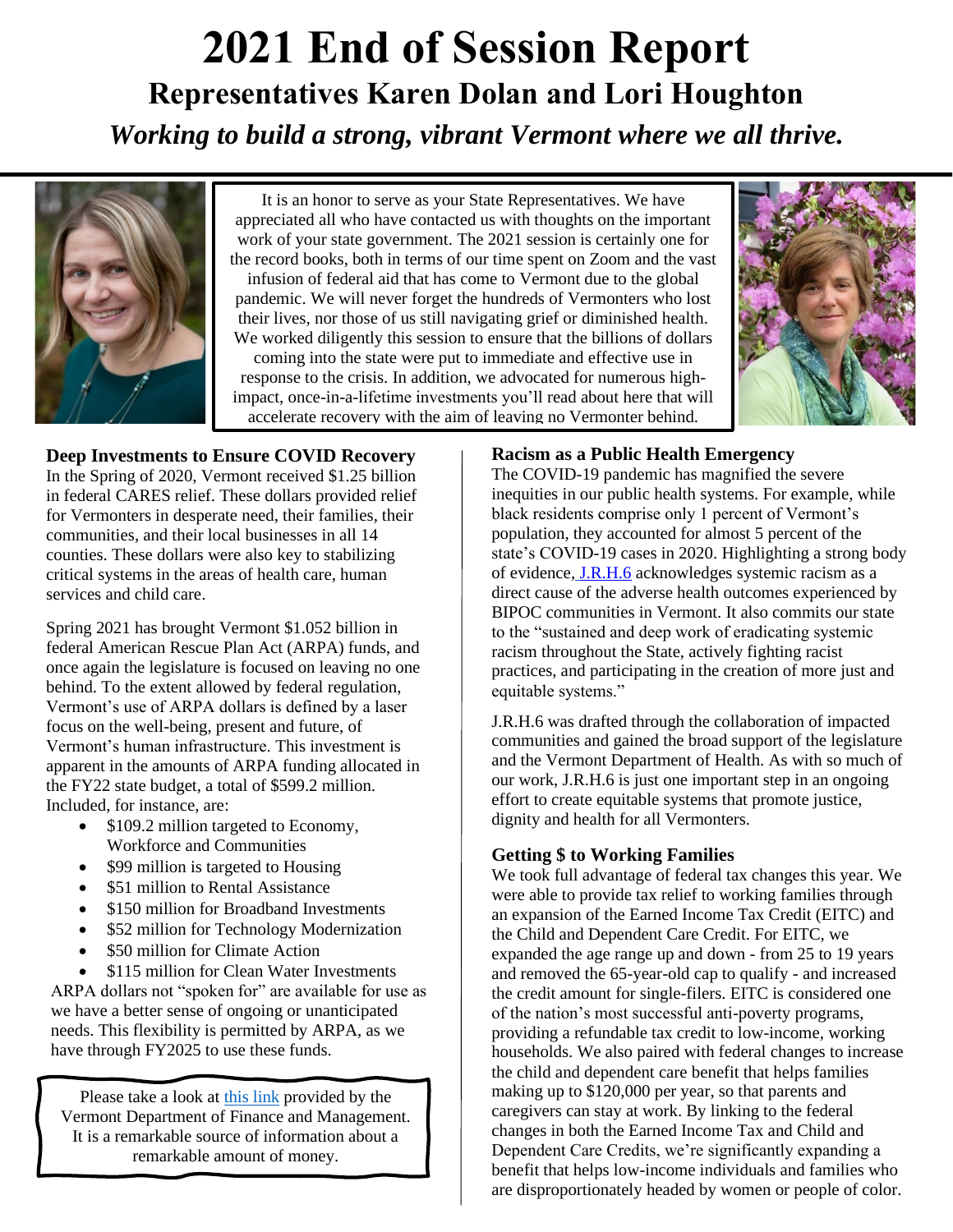# 2021 End of Session Report

## Representatives Karen Dolan and Lori Houghton

***Working to build a strong, vibrant Vermont where we all thrive.***

It is an honor to serve as your State Representatives. We have appreciated all who have contacted us with thoughts on the important work of your state government. The 2021 session is certainly one for the record books, both in terms of our time spent on Zoom and the vast infusion of federal aid that has come to Vermont due to the global pandemic. We will never forget the hundreds of Vermonters who lost their lives, nor those of us still navigating grief or diminished health. We worked diligently this session to ensure that the billions of dollars coming into the state were put to immediate and effective use in response to the crisis. In addition, we advocated for numerous high-impact, once-in-a-lifetime investments you'll read about here that will accelerate recovery with the aim of leaving no Vermonter behind.

### Deep Investments to Ensure COVID Recovery

In the Spring of 2020, Vermont received $1.25 billion in federal CARES relief. These dollars provided relief for Vermonters in desperate need, their families, their communities, and their local businesses in all 14 counties. These dollars were also key to stabilizing critical systems in the areas of health care, human services and child care.

Spring 2021 has brought Vermont $1.052 billion in federal American Rescue Plan Act (ARPA) funds, and once again the legislature is focused on leaving no one behind. To the extent allowed by federal regulation, Vermont's use of ARPA dollars is defined by a laser focus on the well-being, present and future, of Vermont's human infrastructure. This investment is apparent in the amounts of ARPA funding allocated in the FY22 state budget, a total of $599.2 million. Included, for instance, are:

- $109.2 million targeted to Economy, Workforce and Communities
- $99 million is targeted to Housing
- $51 million to Rental Assistance
- $150 million for Broadband Investments
- $52 million for Technology Modernization
- $50 million for Climate Action
- $115 million for Clean Water Investments

ARPA dollars not "spoken for" are available for use as we have a better sense of ongoing or unanticipated needs. This flexibility is permitted by ARPA, as we have through FY2025 to use these funds.

Please take a look at [this link](#) provided by the Vermont Department of Finance and Management. It is a remarkable source of information about a remarkable amount of money.

### Racism as a Public Health Emergency

The COVID-19 pandemic has magnified the severe inequities in our public health systems. For example, while black residents comprise only 1 percent of Vermont's population, they accounted for almost 5 percent of the state's COVID-19 cases in 2020. Highlighting a strong body of evidence, [J.R.H.6](#) acknowledges systemic racism as a direct cause of the adverse health outcomes experienced by BIPOC communities in Vermont. It also commits our state to the "sustained and deep work of eradicating systemic racism throughout the State, actively fighting racist practices, and participating in the creation of more just and equitable systems."

J.R.H.6 was drafted through the collaboration of impacted communities and gained the broad support of the legislature and the Vermont Department of Health. As with so much of our work, J.R.H.6 is just one important step in an ongoing effort to create equitable systems that promote justice, dignity and health for all Vermonters.

### Getting $ to Working Families

We took full advantage of federal tax changes this year. We were able to provide tax relief to working families through an expansion of the Earned Income Tax Credit (EITC) and the Child and Dependent Care Credit. For EITC, we expanded the age range up and down - from 25 to 19 years and removed the 65-year-old cap to qualify - and increased the credit amount for single-filers. EITC is considered one of the nation's most successful anti-poverty programs, providing a refundable tax credit to low-income, working households. We also paired with federal changes to increase the child and dependent care benefit that helps families making up to $120,000 per year, so that parents and caregivers can stay at work. By linking to the federal changes in both the Earned Income Tax and Child and Dependent Care Credits, we're significantly expanding a benefit that helps low-income individuals and families who are disproportionately headed by women or people of color.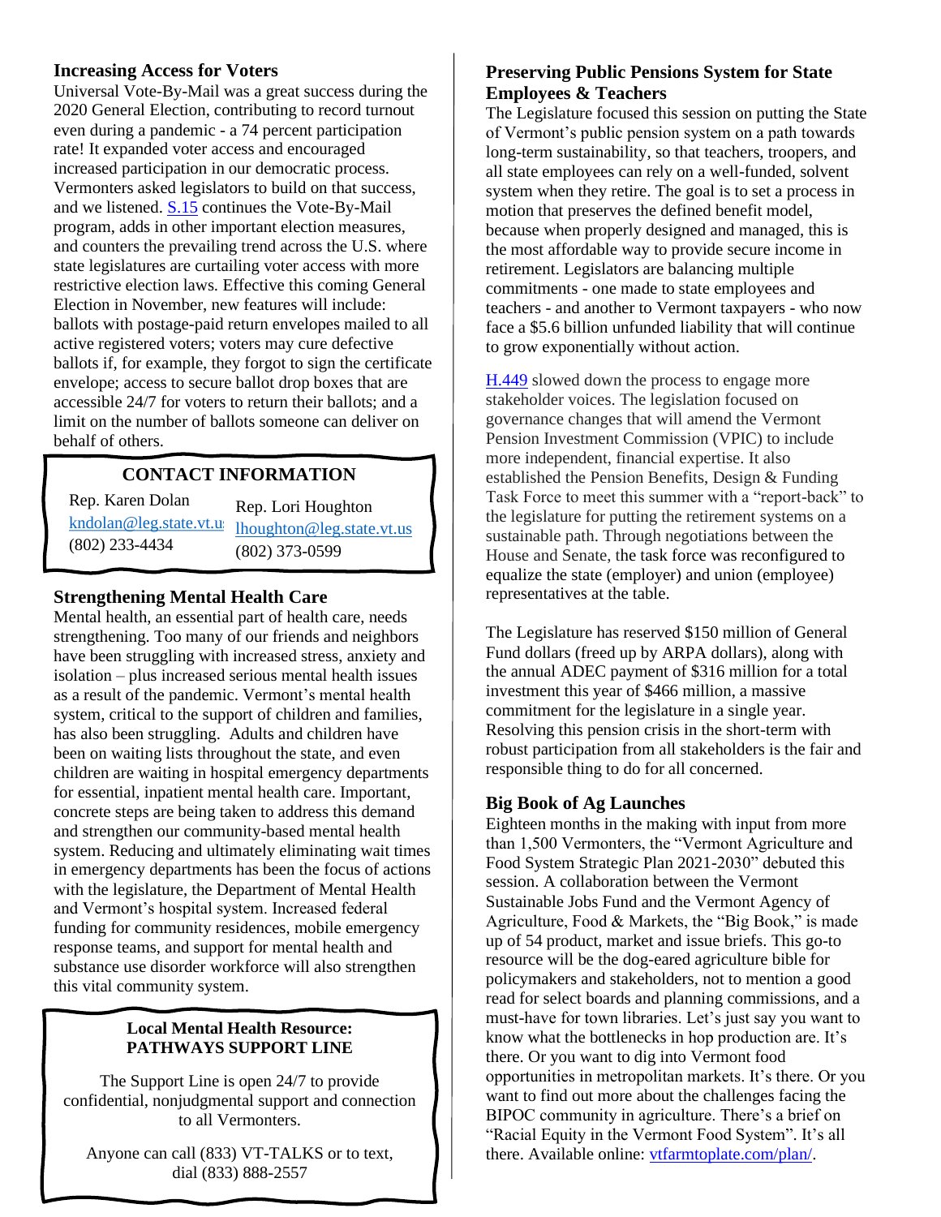## Increasing Access for Voters

Universal Vote-By-Mail was a great success during the 2020 General Election, contributing to record turnout even during a pandemic - a 74 percent participation rate! It expanded voter access and encouraged increased participation in our democratic process. Vermonters asked legislators to build on that success, and we listened. S.15 continues the Vote-By-Mail program, adds in other important election measures, and counters the prevailing trend across the U.S. where state legislatures are curtailing voter access with more restrictive election laws. Effective this coming General Election in November, new features will include: ballots with postage-paid return envelopes mailed to all active registered voters; voters may cure defective ballots if, for example, they forgot to sign the certificate envelope; access to secure ballot drop boxes that are accessible 24/7 for voters to return their ballots; and a limit on the number of ballots someone can deliver on behalf of others.

**CONTACT INFORMATION**

Rep. Karen Dolan
kndolan@leg.state.vt.us
(802) 233-4434

Rep. Lori Houghton
lhoughton@leg.state.vt.us
(802) 373-0599

## Strengthening Mental Health Care

Mental health, an essential part of health care, needs strengthening. Too many of our friends and neighbors have been struggling with increased stress, anxiety and isolation – plus increased serious mental health issues as a result of the pandemic. Vermont's mental health system, critical to the support of children and families, has also been struggling. Adults and children have been on waiting lists throughout the state, and even children are waiting in hospital emergency departments for essential, inpatient mental health care. Important, concrete steps are being taken to address this demand and strengthen our community-based mental health system. Reducing and ultimately eliminating wait times in emergency departments has been the focus of actions with the legislature, the Department of Mental Health and Vermont's hospital system. Increased federal funding for community residences, mobile emergency response teams, and support for mental health and substance use disorder workforce will also strengthen this vital community system.

**Local Mental Health Resource: PATHWAYS SUPPORT LINE**

The Support Line is open 24/7 to provide confidential, nonjudgmental support and connection to all Vermonters.

Anyone can call (833) VT-TALKS or to text, dial (833) 888-2557

## Preserving Public Pensions System for State Employees & Teachers

The Legislature focused this session on putting the State of Vermont's public pension system on a path towards long-term sustainability, so that teachers, troopers, and all state employees can rely on a well-funded, solvent system when they retire. The goal is to set a process in motion that preserves the defined benefit model, because when properly designed and managed, this is the most affordable way to provide secure income in retirement. Legislators are balancing multiple commitments - one made to state employees and teachers - and another to Vermont taxpayers - who now face a $5.6 billion unfunded liability that will continue to grow exponentially without action.

H.449 slowed down the process to engage more stakeholder voices. The legislation focused on governance changes that will amend the Vermont Pension Investment Commission (VPIC) to include more independent, financial expertise. It also established the Pension Benefits, Design & Funding Task Force to meet this summer with a "report-back" to the legislature for putting the retirement systems on a sustainable path. Through negotiations between the House and Senate, the task force was reconfigured to equalize the state (employer) and union (employee) representatives at the table.

The Legislature has reserved $150 million of General Fund dollars (freed up by ARPA dollars), along with the annual ADEC payment of $316 million for a total investment this year of $466 million, a massive commitment for the legislature in a single year. Resolving this pension crisis in the short-term with robust participation from all stakeholders is the fair and responsible thing to do for all concerned.

## Big Book of Ag Launches

Eighteen months in the making with input from more than 1,500 Vermonters, the "Vermont Agriculture and Food System Strategic Plan 2021-2030" debuted this session. A collaboration between the Vermont Sustainable Jobs Fund and the Vermont Agency of Agriculture, Food & Markets, the "Big Book," is made up of 54 product, market and issue briefs. This go-to resource will be the dog-eared agriculture bible for policymakers and stakeholders, not to mention a good read for select boards and planning commissions, and a must-have for town libraries. Let's just say you want to know what the bottlenecks in hop production are. It's there. Or you want to dig into Vermont food opportunities in metropolitan markets. It's there. Or you want to find out more about the challenges facing the BIPOC community in agriculture. There's a brief on "Racial Equity in the Vermont Food System". It's all there. Available online: vtfarmtoplate.com/plan/.